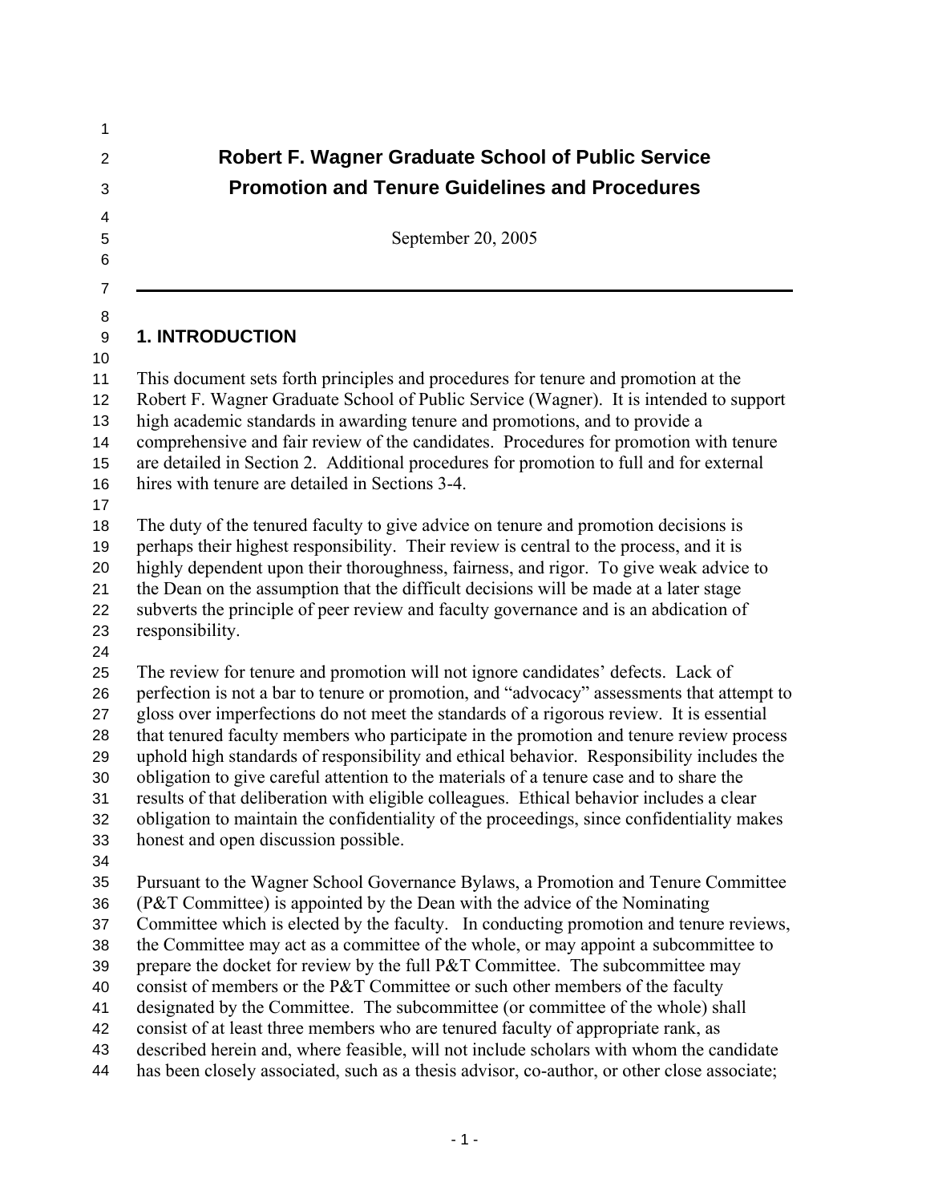# Robert F. Wagner Graduate School of Public Service
# Promotion and Tenure Guidelines and Procedures

September 20, 2005

---

## 1. INTRODUCTION

This document sets forth principles and procedures for tenure and promotion at the Robert F. Wagner Graduate School of Public Service (Wagner). It is intended to support high academic standards in awarding tenure and promotions, and to provide a comprehensive and fair review of the candidates. Procedures for promotion with tenure are detailed in Section 2. Additional procedures for promotion to full and for external hires with tenure are detailed in Sections 3-4.

The duty of the tenured faculty to give advice on tenure and promotion decisions is perhaps their highest responsibility. Their review is central to the process, and it is highly dependent upon their thoroughness, fairness, and rigor. To give weak advice to the Dean on the assumption that the difficult decisions will be made at a later stage subverts the principle of peer review and faculty governance and is an abdication of responsibility.

The review for tenure and promotion will not ignore candidates' defects. Lack of perfection is not a bar to tenure or promotion, and "advocacy" assessments that attempt to gloss over imperfections do not meet the standards of a rigorous review. It is essential that tenured faculty members who participate in the promotion and tenure review process uphold high standards of responsibility and ethical behavior. Responsibility includes the obligation to give careful attention to the materials of a tenure case and to share the results of that deliberation with eligible colleagues. Ethical behavior includes a clear obligation to maintain the confidentiality of the proceedings, since confidentiality makes honest and open discussion possible.

Pursuant to the Wagner School Governance Bylaws, a Promotion and Tenure Committee (P&T Committee) is appointed by the Dean with the advice of the Nominating Committee which is elected by the faculty. In conducting promotion and tenure reviews, the Committee may act as a committee of the whole, or may appoint a subcommittee to prepare the docket for review by the full P&T Committee. The subcommittee may consist of members or the P&T Committee or such other members of the faculty designated by the Committee. The subcommittee (or committee of the whole) shall consist of at least three members who are tenured faculty of appropriate rank, as described herein and, where feasible, will not include scholars with whom the candidate has been closely associated, such as a thesis advisor, co-author, or other close associate;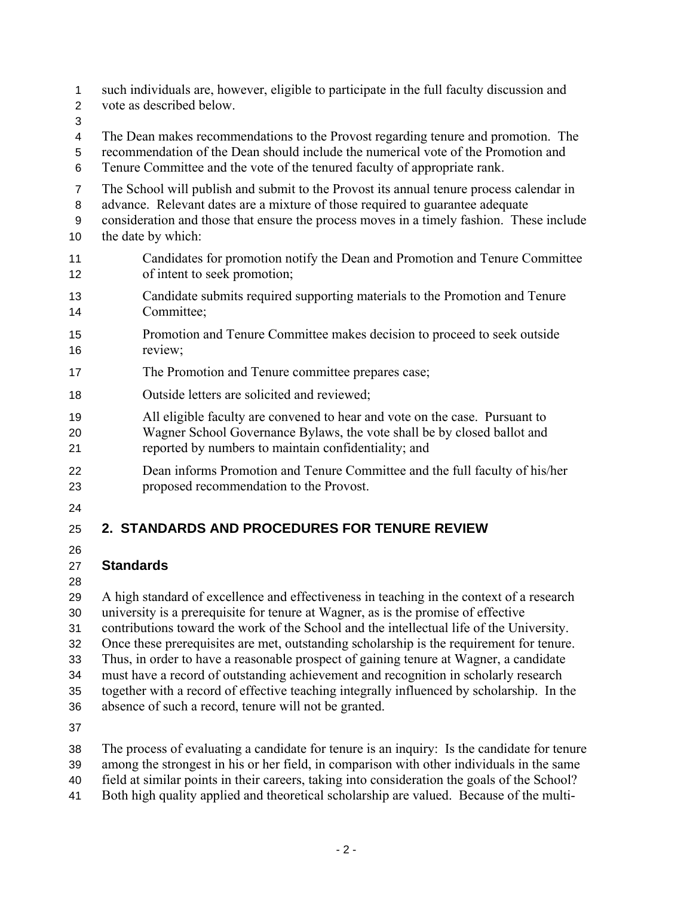such individuals are, however, eligible to participate in the full faculty discussion and vote as described below.

The Dean makes recommendations to the Provost regarding tenure and promotion. The recommendation of the Dean should include the numerical vote of the Promotion and Tenure Committee and the vote of the tenured faculty of appropriate rank.

The School will publish and submit to the Provost its annual tenure process calendar in advance. Relevant dates are a mixture of those required to guarantee adequate consideration and those that ensure the process moves in a timely fashion. These include the date by which:

> Candidates for promotion notify the Dean and Promotion and Tenure Committee of intent to seek promotion;
>
> Candidate submits required supporting materials to the Promotion and Tenure Committee;
>
> Promotion and Tenure Committee makes decision to proceed to seek outside review;
>
> The Promotion and Tenure committee prepares case;
>
> Outside letters are solicited and reviewed;
>
> All eligible faculty are convened to hear and vote on the case. Pursuant to Wagner School Governance Bylaws, the vote shall be by closed ballot and reported by numbers to maintain confidentiality; and
>
> Dean informs Promotion and Tenure Committee and the full faculty of his/her proposed recommendation to the Provost.

## 2. STANDARDS AND PROCEDURES FOR TENURE REVIEW

### Standards

A high standard of excellence and effectiveness in teaching in the context of a research university is a prerequisite for tenure at Wagner, as is the promise of effective contributions toward the work of the School and the intellectual life of the University. Once these prerequisites are met, outstanding scholarship is the requirement for tenure. Thus, in order to have a reasonable prospect of gaining tenure at Wagner, a candidate must have a record of outstanding achievement and recognition in scholarly research together with a record of effective teaching integrally influenced by scholarship. In the absence of such a record, tenure will not be granted.

The process of evaluating a candidate for tenure is an inquiry: Is the candidate for tenure among the strongest in his or her field, in comparison with other individuals in the same field at similar points in their careers, taking into consideration the goals of the School? Both high quality applied and theoretical scholarship are valued. Because of the multi-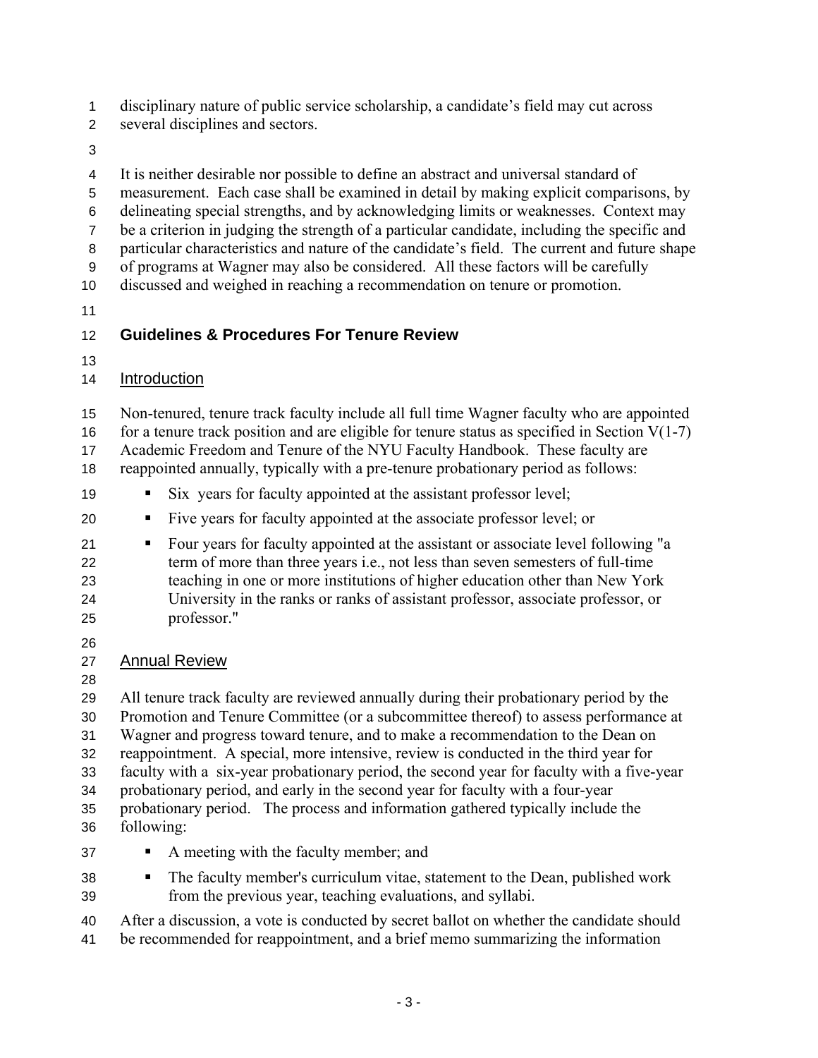disciplinary nature of public service scholarship, a candidate's field may cut across several disciplines and sectors.

It is neither desirable nor possible to define an abstract and universal standard of measurement. Each case shall be examined in detail by making explicit comparisons, by delineating special strengths, and by acknowledging limits or weaknesses. Context may be a criterion in judging the strength of a particular candidate, including the specific and particular characteristics and nature of the candidate's field. The current and future shape of programs at Wagner may also be considered. All these factors will be carefully discussed and weighed in reaching a recommendation on tenure or promotion.

## Guidelines & Procedures For Tenure Review

### Introduction

Non-tenured, tenure track faculty include all full time Wagner faculty who are appointed for a tenure track position and are eligible for tenure status as specified in Section V(1-7) Academic Freedom and Tenure of the NYU Faculty Handbook. These faculty are reappointed annually, typically with a pre-tenure probationary period as follows:

- Six years for faculty appointed at the assistant professor level;
- Five years for faculty appointed at the associate professor level; or
- Four years for faculty appointed at the assistant or associate level following "a term of more than three years i.e., not less than seven semesters of full-time teaching in one or more institutions of higher education other than New York University in the ranks or ranks of assistant professor, associate professor, or professor."

### Annual Review

All tenure track faculty are reviewed annually during their probationary period by the Promotion and Tenure Committee (or a subcommittee thereof) to assess performance at Wagner and progress toward tenure, and to make a recommendation to the Dean on reappointment. A special, more intensive, review is conducted in the third year for faculty with a six-year probationary period, the second year for faculty with a five-year probationary period, and early in the second year for faculty with a four-year probationary period. The process and information gathered typically include the following:

- A meeting with the faculty member; and
- The faculty member's curriculum vitae, statement to the Dean, published work from the previous year, teaching evaluations, and syllabi.

After a discussion, a vote is conducted by secret ballot on whether the candidate should be recommended for reappointment, and a brief memo summarizing the information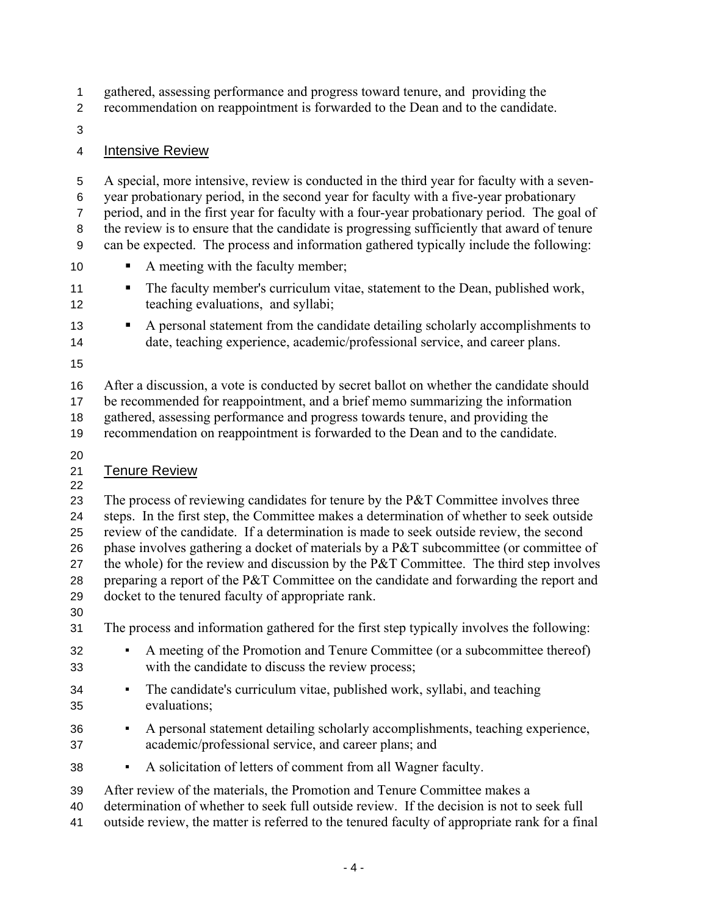gathered, assessing performance and progress toward tenure, and providing the recommendation on reappointment is forwarded to the Dean and to the candidate.

## Intensive Review

A special, more intensive, review is conducted in the third year for faculty with a seven-year probationary period, in the second year for faculty with a five-year probationary period, and in the first year for faculty with a four-year probationary period. The goal of the review is to ensure that the candidate is progressing sufficiently that award of tenure can be expected. The process and information gathered typically include the following:

- A meeting with the faculty member;
- The faculty member's curriculum vitae, statement to the Dean, published work, teaching evaluations, and syllabi;
- A personal statement from the candidate detailing scholarly accomplishments to date, teaching experience, academic/professional service, and career plans.

After a discussion, a vote is conducted by secret ballot on whether the candidate should be recommended for reappointment, and a brief memo summarizing the information gathered, assessing performance and progress towards tenure, and providing the recommendation on reappointment is forwarded to the Dean and to the candidate.

## Tenure Review

The process of reviewing candidates for tenure by the P&T Committee involves three steps. In the first step, the Committee makes a determination of whether to seek outside review of the candidate. If a determination is made to seek outside review, the second phase involves gathering a docket of materials by a P&T subcommittee (or committee of the whole) for the review and discussion by the P&T Committee. The third step involves preparing a report of the P&T Committee on the candidate and forwarding the report and docket to the tenured faculty of appropriate rank.

The process and information gathered for the first step typically involves the following:

- A meeting of the Promotion and Tenure Committee (or a subcommittee thereof) with the candidate to discuss the review process;
- The candidate's curriculum vitae, published work, syllabi, and teaching evaluations;
- A personal statement detailing scholarly accomplishments, teaching experience, academic/professional service, and career plans; and
- A solicitation of letters of comment from all Wagner faculty.

After review of the materials, the Promotion and Tenure Committee makes a determination of whether to seek full outside review. If the decision is not to seek full outside review, the matter is referred to the tenured faculty of appropriate rank for a final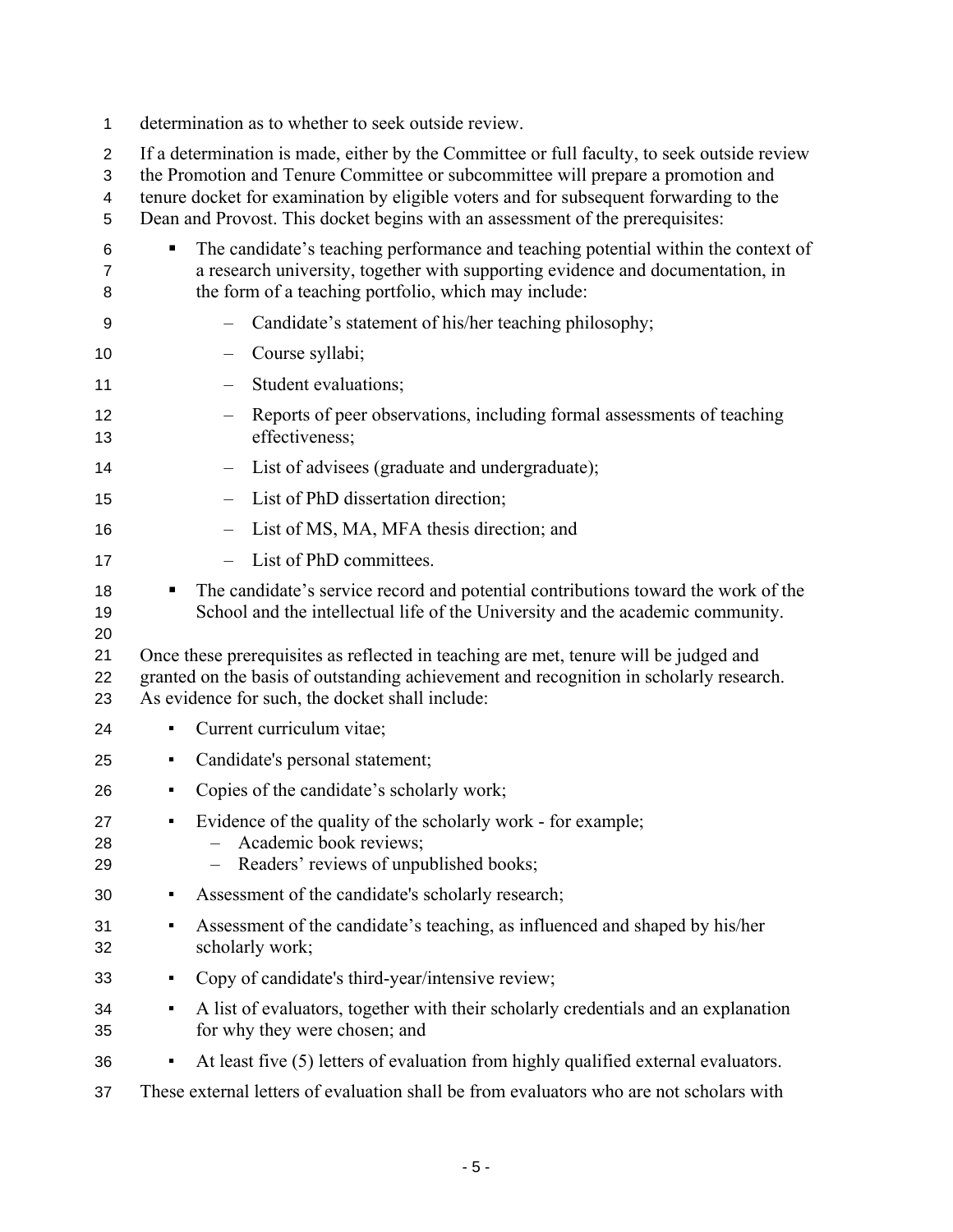determination as to whether to seek outside review.

If a determination is made, either by the Committee or full faculty, to seek outside review the Promotion and Tenure Committee or subcommittee will prepare a promotion and tenure docket for examination by eligible voters and for subsequent forwarding to the Dean and Provost. This docket begins with an assessment of the prerequisites:

- The candidate's teaching performance and teaching potential within the context of a research university, together with supporting evidence and documentation, in the form of a teaching portfolio, which may include:
  - Candidate's statement of his/her teaching philosophy;
  - Course syllabi;
  - Student evaluations;
  - Reports of peer observations, including formal assessments of teaching effectiveness;
  - List of advisees (graduate and undergraduate);
  - List of PhD dissertation direction;
  - List of MS, MA, MFA thesis direction; and
  - List of PhD committees.
- The candidate's service record and potential contributions toward the work of the School and the intellectual life of the University and the academic community.

Once these prerequisites as reflected in teaching are met, tenure will be judged and granted on the basis of outstanding achievement and recognition in scholarly research. As evidence for such, the docket shall include:

- Current curriculum vitae;
- Candidate's personal statement;
- Copies of the candidate's scholarly work;
- Evidence of the quality of the scholarly work - for example;
  - Academic book reviews;
  - Readers' reviews of unpublished books;
- Assessment of the candidate's scholarly research;
- Assessment of the candidate's teaching, as influenced and shaped by his/her scholarly work;
- Copy of candidate's third-year/intensive review;
- A list of evaluators, together with their scholarly credentials and an explanation for why they were chosen; and
- At least five (5) letters of evaluation from highly qualified external evaluators.

These external letters of evaluation shall be from evaluators who are not scholars with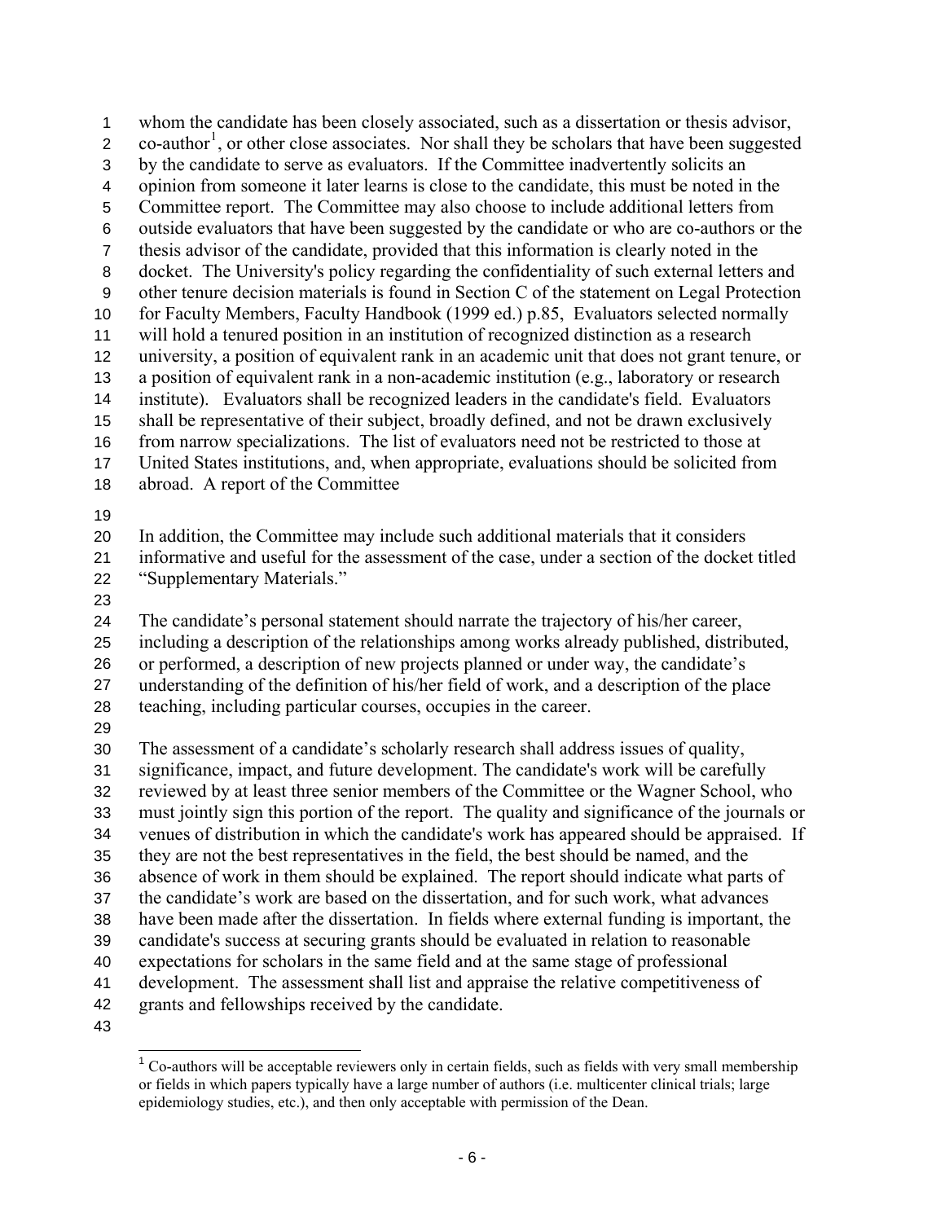whom the candidate has been closely associated, such as a dissertation or thesis advisor, co-author[1], or other close associates. Nor shall they be scholars that have been suggested by the candidate to serve as evaluators. If the Committee inadvertently solicits an opinion from someone it later learns is close to the candidate, this must be noted in the Committee report. The Committee may also choose to include additional letters from outside evaluators that have been suggested by the candidate or who are co-authors or the thesis advisor of the candidate, provided that this information is clearly noted in the docket. The University's policy regarding the confidentiality of such external letters and other tenure decision materials is found in Section C of the statement on Legal Protection for Faculty Members, Faculty Handbook (1999 ed.) p.85, Evaluators selected normally will hold a tenured position in an institution of recognized distinction as a research university, a position of equivalent rank in an academic unit that does not grant tenure, or a position of equivalent rank in a non-academic institution (e.g., laboratory or research institute). Evaluators shall be recognized leaders in the candidate's field. Evaluators shall be representative of their subject, broadly defined, and not be drawn exclusively from narrow specializations. The list of evaluators need not be restricted to those at United States institutions, and, when appropriate, evaluations should be solicited from abroad. A report of the Committee

In addition, the Committee may include such additional materials that it considers informative and useful for the assessment of the case, under a section of the docket titled "Supplementary Materials."

The candidate's personal statement should narrate the trajectory of his/her career, including a description of the relationships among works already published, distributed, or performed, a description of new projects planned or under way, the candidate's understanding of the definition of his/her field of work, and a description of the place teaching, including particular courses, occupies in the career.

The assessment of a candidate's scholarly research shall address issues of quality, significance, impact, and future development. The candidate's work will be carefully reviewed by at least three senior members of the Committee or the Wagner School, who must jointly sign this portion of the report. The quality and significance of the journals or venues of distribution in which the candidate's work has appeared should be appraised. If they are not the best representatives in the field, the best should be named, and the absence of work in them should be explained. The report should indicate what parts of the candidate's work are based on the dissertation, and for such work, what advances have been made after the dissertation. In fields where external funding is important, the candidate's success at securing grants should be evaluated in relation to reasonable expectations for scholars in the same field and at the same stage of professional development. The assessment shall list and appraise the relative competitiveness of grants and fellowships received by the candidate.

[1] Co-authors will be acceptable reviewers only in certain fields, such as fields with very small membership or fields in which papers typically have a large number of authors (i.e. multicenter clinical trials; large epidemiology studies, etc.), and then only acceptable with permission of the Dean.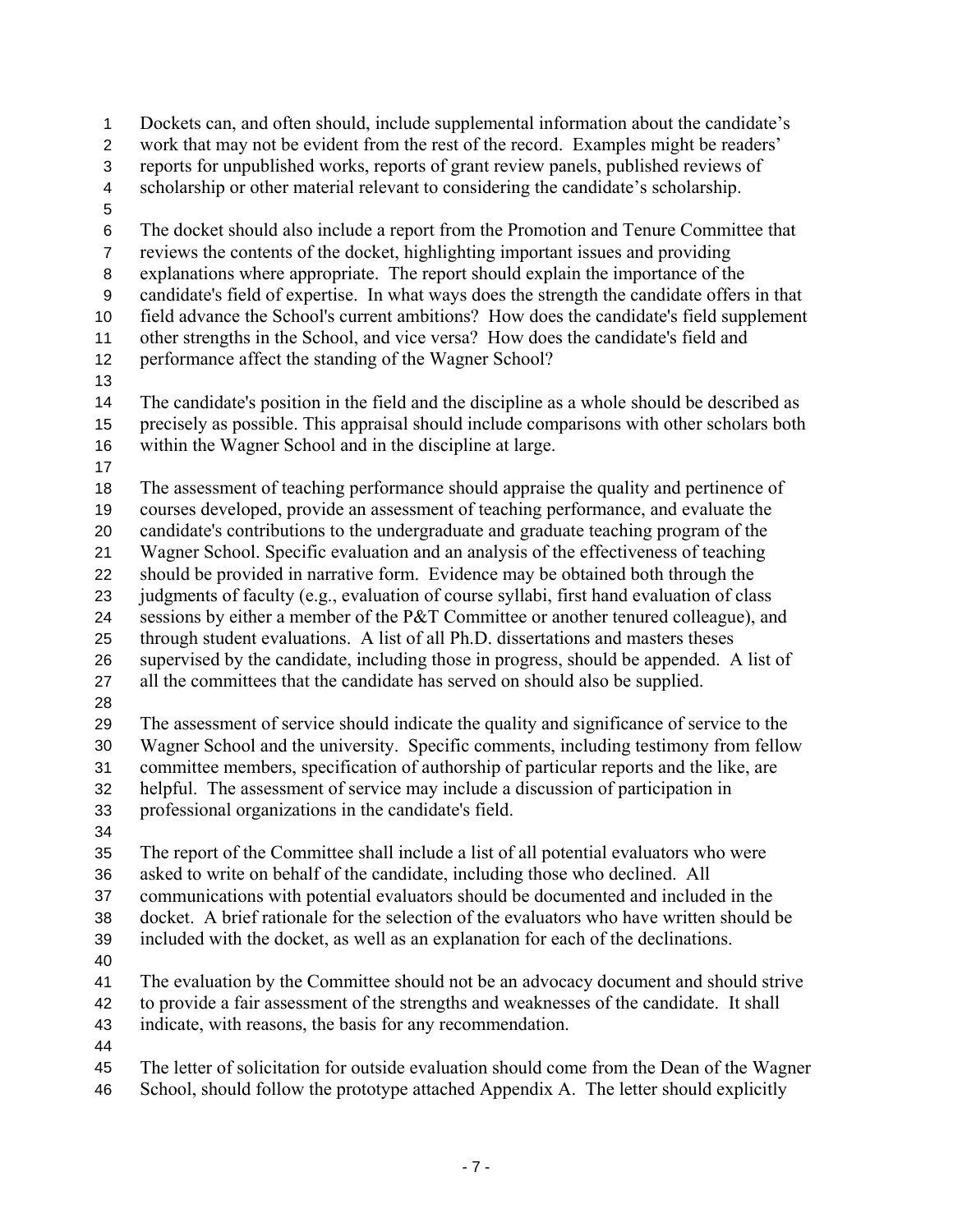Dockets can, and often should, include supplemental information about the candidate's work that may not be evident from the rest of the record. Examples might be readers' reports for unpublished works, reports of grant review panels, published reviews of scholarship or other material relevant to considering the candidate's scholarship.

The docket should also include a report from the Promotion and Tenure Committee that reviews the contents of the docket, highlighting important issues and providing explanations where appropriate. The report should explain the importance of the candidate's field of expertise. In what ways does the strength the candidate offers in that field advance the School's current ambitions? How does the candidate's field supplement other strengths in the School, and vice versa? How does the candidate's field and performance affect the standing of the Wagner School?

The candidate's position in the field and the discipline as a whole should be described as precisely as possible. This appraisal should include comparisons with other scholars both within the Wagner School and in the discipline at large.

The assessment of teaching performance should appraise the quality and pertinence of courses developed, provide an assessment of teaching performance, and evaluate the candidate's contributions to the undergraduate and graduate teaching program of the Wagner School. Specific evaluation and an analysis of the effectiveness of teaching should be provided in narrative form. Evidence may be obtained both through the judgments of faculty (e.g., evaluation of course syllabi, first hand evaluation of class sessions by either a member of the P&T Committee or another tenured colleague), and through student evaluations. A list of all Ph.D. dissertations and masters theses supervised by the candidate, including those in progress, should be appended. A list of all the committees that the candidate has served on should also be supplied.

The assessment of service should indicate the quality and significance of service to the Wagner School and the university. Specific comments, including testimony from fellow committee members, specification of authorship of particular reports and the like, are helpful. The assessment of service may include a discussion of participation in professional organizations in the candidate's field.

The report of the Committee shall include a list of all potential evaluators who were asked to write on behalf of the candidate, including those who declined. All communications with potential evaluators should be documented and included in the docket. A brief rationale for the selection of the evaluators who have written should be included with the docket, as well as an explanation for each of the declinations.

The evaluation by the Committee should not be an advocacy document and should strive to provide a fair assessment of the strengths and weaknesses of the candidate. It shall indicate, with reasons, the basis for any recommendation.

The letter of solicitation for outside evaluation should come from the Dean of the Wagner School, should follow the prototype attached Appendix A. The letter should explicitly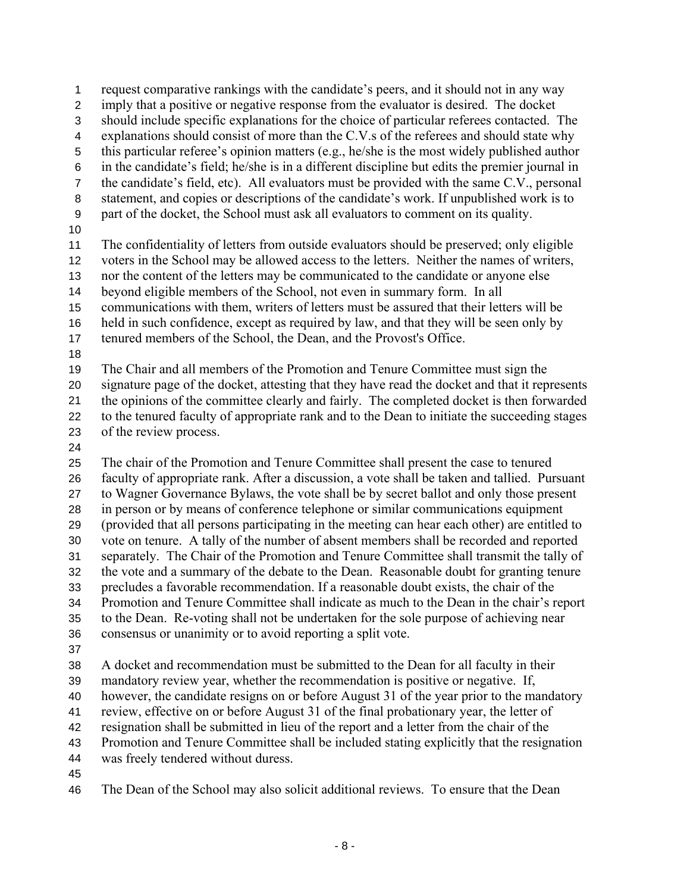request comparative rankings with the candidate's peers, and it should not in any way imply that a positive or negative response from the evaluator is desired. The docket should include specific explanations for the choice of particular referees contacted. The explanations should consist of more than the C.V.s of the referees and should state why this particular referee's opinion matters (e.g., he/she is the most widely published author in the candidate's field; he/she is in a different discipline but edits the premier journal in the candidate's field, etc). All evaluators must be provided with the same C.V., personal statement, and copies or descriptions of the candidate's work. If unpublished work is to part of the docket, the School must ask all evaluators to comment on its quality.

The confidentiality of letters from outside evaluators should be preserved; only eligible voters in the School may be allowed access to the letters. Neither the names of writers, nor the content of the letters may be communicated to the candidate or anyone else beyond eligible members of the School, not even in summary form. In all communications with them, writers of letters must be assured that their letters will be held in such confidence, except as required by law, and that they will be seen only by tenured members of the School, the Dean, and the Provost's Office.

The Chair and all members of the Promotion and Tenure Committee must sign the signature page of the docket, attesting that they have read the docket and that it represents the opinions of the committee clearly and fairly. The completed docket is then forwarded to the tenured faculty of appropriate rank and to the Dean to initiate the succeeding stages of the review process.

The chair of the Promotion and Tenure Committee shall present the case to tenured faculty of appropriate rank. After a discussion, a vote shall be taken and tallied. Pursuant to Wagner Governance Bylaws, the vote shall be by secret ballot and only those present in person or by means of conference telephone or similar communications equipment (provided that all persons participating in the meeting can hear each other) are entitled to vote on tenure. A tally of the number of absent members shall be recorded and reported separately. The Chair of the Promotion and Tenure Committee shall transmit the tally of the vote and a summary of the debate to the Dean. Reasonable doubt for granting tenure precludes a favorable recommendation. If a reasonable doubt exists, the chair of the Promotion and Tenure Committee shall indicate as much to the Dean in the chair's report to the Dean. Re-voting shall not be undertaken for the sole purpose of achieving near consensus or unanimity or to avoid reporting a split vote.

A docket and recommendation must be submitted to the Dean for all faculty in their mandatory review year, whether the recommendation is positive or negative. If, however, the candidate resigns on or before August 31 of the year prior to the mandatory review, effective on or before August 31 of the final probationary year, the letter of resignation shall be submitted in lieu of the report and a letter from the chair of the Promotion and Tenure Committee shall be included stating explicitly that the resignation was freely tendered without duress.

The Dean of the School may also solicit additional reviews. To ensure that the Dean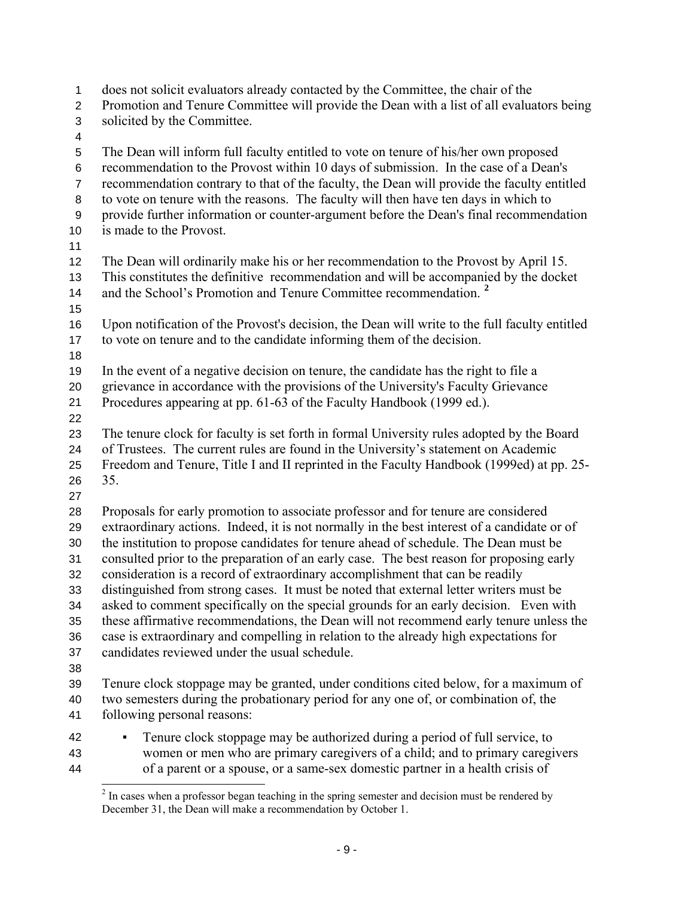does not solicit evaluators already contacted by the Committee, the chair of the Promotion and Tenure Committee will provide the Dean with a list of all evaluators being solicited by the Committee.

The Dean will inform full faculty entitled to vote on tenure of his/her own proposed recommendation to the Provost within 10 days of submission. In the case of a Dean's recommendation contrary to that of the faculty, the Dean will provide the faculty entitled to vote on tenure with the reasons. The faculty will then have ten days in which to provide further information or counter-argument before the Dean's final recommendation is made to the Provost.

The Dean will ordinarily make his or her recommendation to the Provost by April 15. This constitutes the definitive recommendation and will be accompanied by the docket and the School's Promotion and Tenure Committee recommendation. [2]

Upon notification of the Provost's decision, the Dean will write to the full faculty entitled to vote on tenure and to the candidate informing them of the decision.

In the event of a negative decision on tenure, the candidate has the right to file a grievance in accordance with the provisions of the University's Faculty Grievance Procedures appearing at pp. 61-63 of the Faculty Handbook (1999 ed.).

The tenure clock for faculty is set forth in formal University rules adopted by the Board of Trustees. The current rules are found in the University's statement on Academic Freedom and Tenure, Title I and II reprinted in the Faculty Handbook (1999ed) at pp. 25-35.

Proposals for early promotion to associate professor and for tenure are considered extraordinary actions. Indeed, it is not normally in the best interest of a candidate or of the institution to propose candidates for tenure ahead of schedule. The Dean must be consulted prior to the preparation of an early case. The best reason for proposing early consideration is a record of extraordinary accomplishment that can be readily distinguished from strong cases. It must be noted that external letter writers must be asked to comment specifically on the special grounds for an early decision. Even with these affirmative recommendations, the Dean will not recommend early tenure unless the case is extraordinary and compelling in relation to the already high expectations for candidates reviewed under the usual schedule.

Tenure clock stoppage may be granted, under conditions cited below, for a maximum of two semesters during the probationary period for any one of, or combination of, the following personal reasons:

- Tenure clock stoppage may be authorized during a period of full service, to women or men who are primary caregivers of a child; and to primary caregivers of a parent or a spouse, or a same-sex domestic partner in a health crisis of

[2] In cases when a professor began teaching in the spring semester and decision must be rendered by December 31, the Dean will make a recommendation by October 1.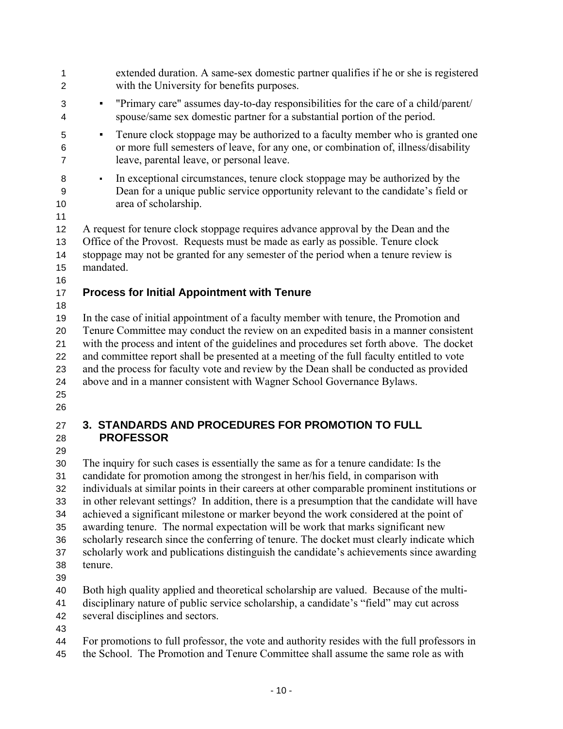extended duration. A same-sex domestic partner qualifies if he or she is registered with the University for benefits purposes.

- "Primary care" assumes day-to-day responsibilities for the care of a child/parent/ spouse/same sex domestic partner for a substantial portion of the period.
- Tenure clock stoppage may be authorized to a faculty member who is granted one or more full semesters of leave, for any one, or combination of, illness/disability leave, parental leave, or personal leave.
- In exceptional circumstances, tenure clock stoppage may be authorized by the Dean for a unique public service opportunity relevant to the candidate's field or area of scholarship.

A request for tenure clock stoppage requires advance approval by the Dean and the Office of the Provost. Requests must be made as early as possible. Tenure clock stoppage may not be granted for any semester of the period when a tenure review is mandated.

### Process for Initial Appointment with Tenure

In the case of initial appointment of a faculty member with tenure, the Promotion and Tenure Committee may conduct the review on an expedited basis in a manner consistent with the process and intent of the guidelines and procedures set forth above. The docket and committee report shall be presented at a meeting of the full faculty entitled to vote and the process for faculty vote and review by the Dean shall be conducted as provided above and in a manner consistent with Wagner School Governance Bylaws.

## 3. STANDARDS AND PROCEDURES FOR PROMOTION TO FULL PROFESSOR

The inquiry for such cases is essentially the same as for a tenure candidate: Is the candidate for promotion among the strongest in her/his field, in comparison with individuals at similar points in their careers at other comparable prominent institutions or in other relevant settings? In addition, there is a presumption that the candidate will have achieved a significant milestone or marker beyond the work considered at the point of awarding tenure. The normal expectation will be work that marks significant new scholarly research since the conferring of tenure. The docket must clearly indicate which scholarly work and publications distinguish the candidate's achievements since awarding tenure.

Both high quality applied and theoretical scholarship are valued. Because of the multi-disciplinary nature of public service scholarship, a candidate's "field" may cut across several disciplines and sectors.

For promotions to full professor, the vote and authority resides with the full professors in the School. The Promotion and Tenure Committee shall assume the same role as with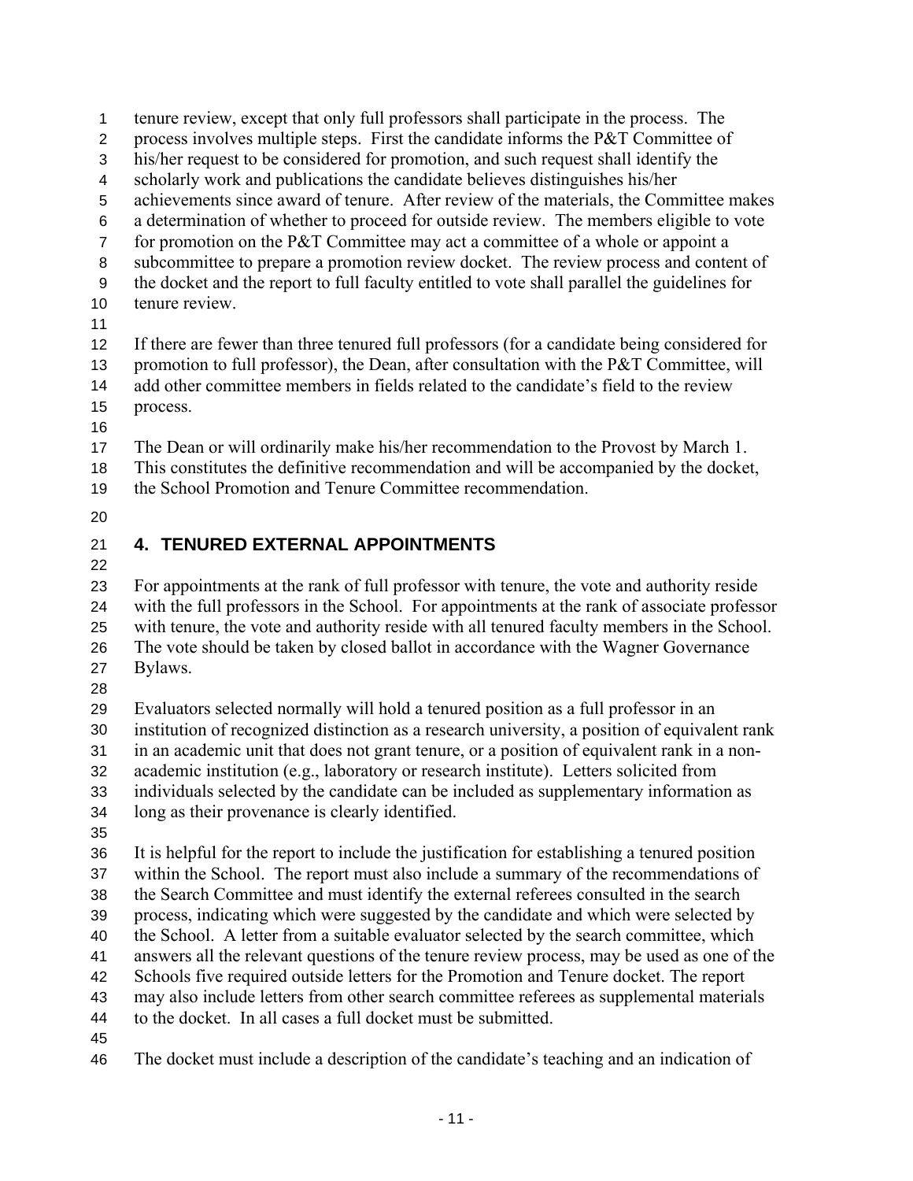tenure review, except that only full professors shall participate in the process. The process involves multiple steps. First the candidate informs the P&T Committee of his/her request to be considered for promotion, and such request shall identify the scholarly work and publications the candidate believes distinguishes his/her achievements since award of tenure. After review of the materials, the Committee makes a determination of whether to proceed for outside review. The members eligible to vote for promotion on the P&T Committee may act a committee of a whole or appoint a subcommittee to prepare a promotion review docket. The review process and content of the docket and the report to full faculty entitled to vote shall parallel the guidelines for tenure review.

If there are fewer than three tenured full professors (for a candidate being considered for promotion to full professor), the Dean, after consultation with the P&T Committee, will add other committee members in fields related to the candidate's field to the review process.

The Dean or will ordinarily make his/her recommendation to the Provost by March 1. This constitutes the definitive recommendation and will be accompanied by the docket, the School Promotion and Tenure Committee recommendation.

## 4. TENURED EXTERNAL APPOINTMENTS

For appointments at the rank of full professor with tenure, the vote and authority reside with the full professors in the School. For appointments at the rank of associate professor with tenure, the vote and authority reside with all tenured faculty members in the School. The vote should be taken by closed ballot in accordance with the Wagner Governance Bylaws.

Evaluators selected normally will hold a tenured position as a full professor in an institution of recognized distinction as a research university, a position of equivalent rank in an academic unit that does not grant tenure, or a position of equivalent rank in a non-academic institution (e.g., laboratory or research institute). Letters solicited from individuals selected by the candidate can be included as supplementary information as long as their provenance is clearly identified.

It is helpful for the report to include the justification for establishing a tenured position within the School. The report must also include a summary of the recommendations of the Search Committee and must identify the external referees consulted in the search process, indicating which were suggested by the candidate and which were selected by the School. A letter from a suitable evaluator selected by the search committee, which answers all the relevant questions of the tenure review process, may be used as one of the Schools five required outside letters for the Promotion and Tenure docket. The report may also include letters from other search committee referees as supplemental materials to the docket. In all cases a full docket must be submitted.

The docket must include a description of the candidate's teaching and an indication of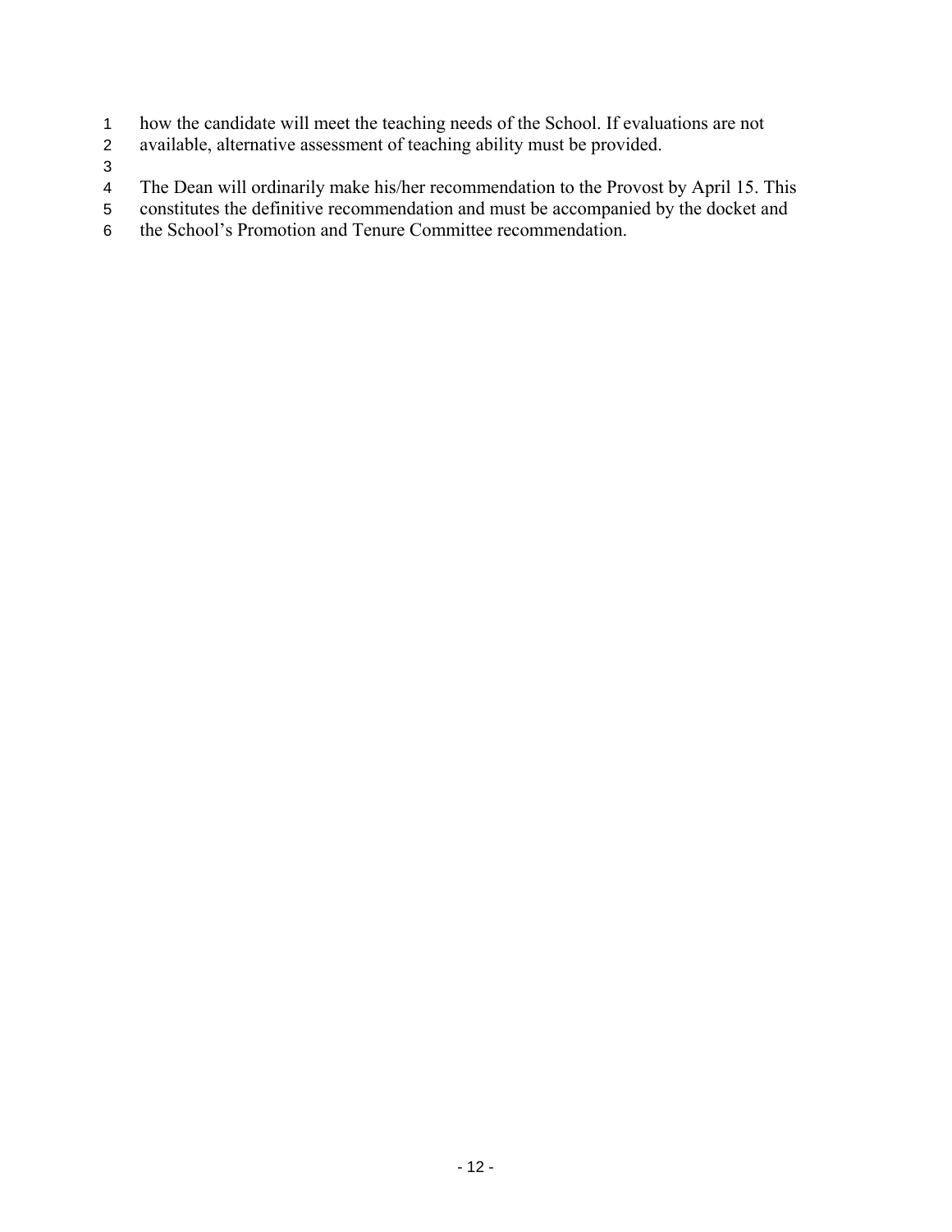how the candidate will meet the teaching needs of the School. If evaluations are not available, alternative assessment of teaching ability must be provided.

The Dean will ordinarily make his/her recommendation to the Provost by April 15. This constitutes the definitive recommendation and must be accompanied by the docket and the School's Promotion and Tenure Committee recommendation.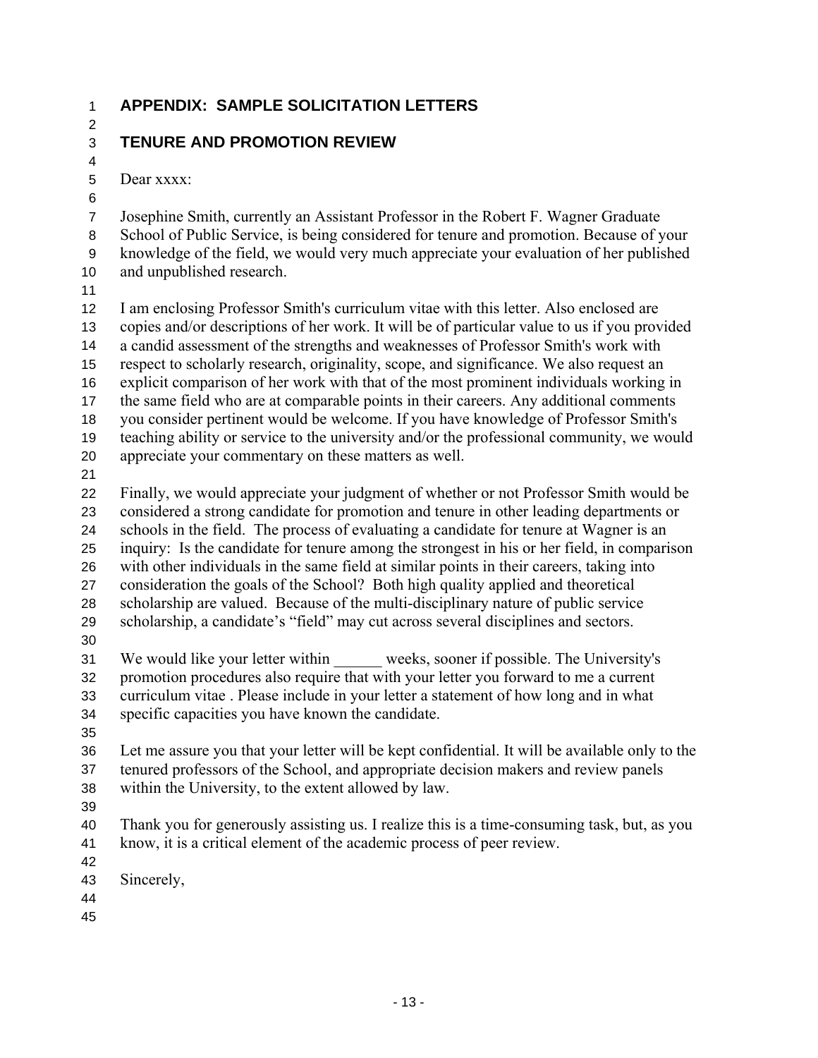## APPENDIX: SAMPLE SOLICITATION LETTERS

## TENURE AND PROMOTION REVIEW

Dear xxxx:

Josephine Smith, currently an Assistant Professor in the Robert F. Wagner Graduate School of Public Service, is being considered for tenure and promotion. Because of your knowledge of the field, we would very much appreciate your evaluation of her published and unpublished research.

I am enclosing Professor Smith's curriculum vitae with this letter. Also enclosed are copies and/or descriptions of her work. It will be of particular value to us if you provided a candid assessment of the strengths and weaknesses of Professor Smith's work with respect to scholarly research, originality, scope, and significance. We also request an explicit comparison of her work with that of the most prominent individuals working in the same field who are at comparable points in their careers. Any additional comments you consider pertinent would be welcome. If you have knowledge of Professor Smith's teaching ability or service to the university and/or the professional community, we would appreciate your commentary on these matters as well.

Finally, we would appreciate your judgment of whether or not Professor Smith would be considered a strong candidate for promotion and tenure in other leading departments or schools in the field. The process of evaluating a candidate for tenure at Wagner is an inquiry: Is the candidate for tenure among the strongest in his or her field, in comparison with other individuals in the same field at similar points in their careers, taking into consideration the goals of the School? Both high quality applied and theoretical scholarship are valued. Because of the multi-disciplinary nature of public service scholarship, a candidate's "field" may cut across several disciplines and sectors.

We would like your letter within ______ weeks, sooner if possible. The University's promotion procedures also require that with your letter you forward to me a current curriculum vitae . Please include in your letter a statement of how long and in what specific capacities you have known the candidate.

Let me assure you that your letter will be kept confidential. It will be available only to the tenured professors of the School, and appropriate decision makers and review panels within the University, to the extent allowed by law.

Thank you for generously assisting us. I realize this is a time-consuming task, but, as you know, it is a critical element of the academic process of peer review.

Sincerely,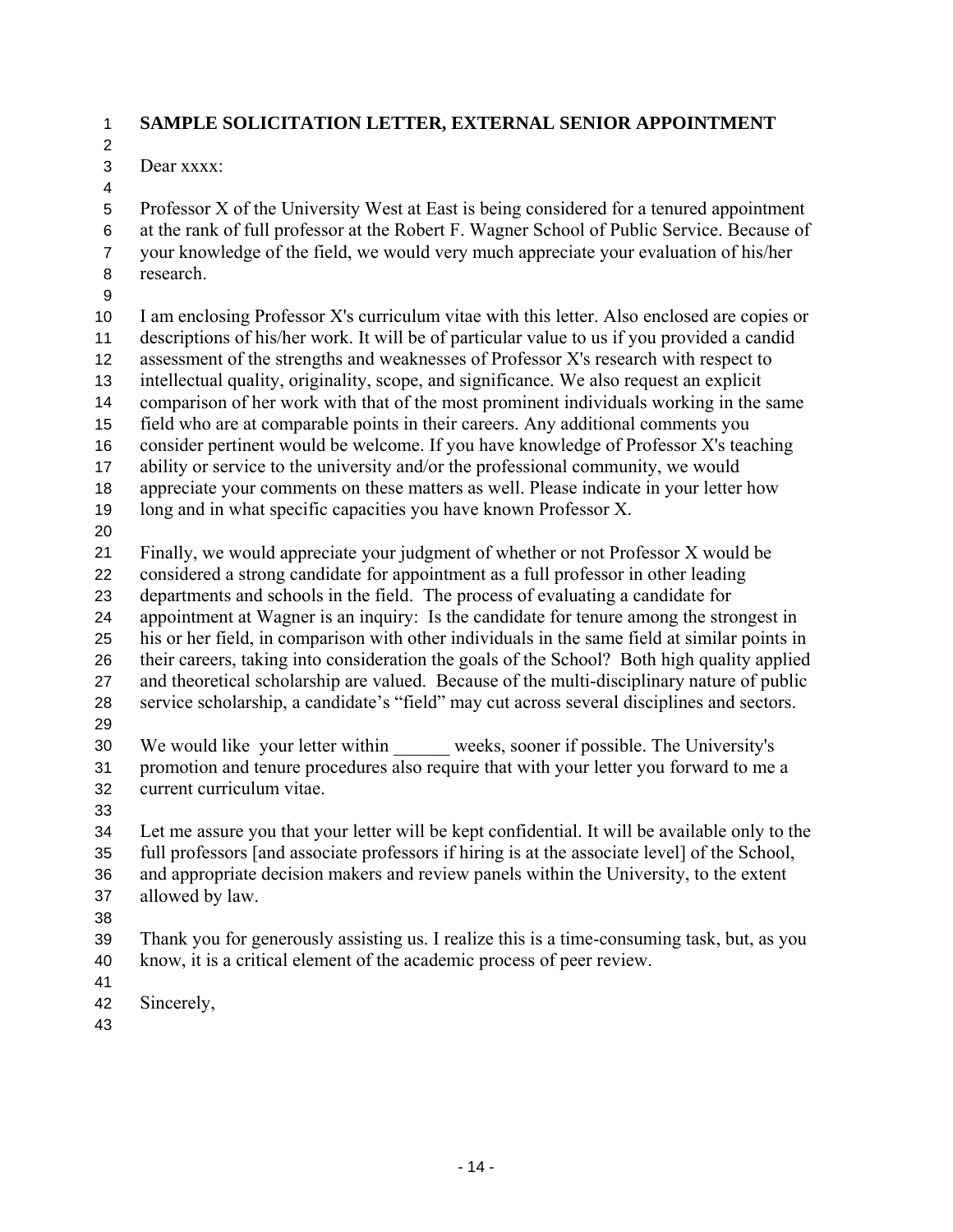**SAMPLE SOLICITATION LETTER, EXTERNAL SENIOR APPOINTMENT**

Dear xxxx:

Professor X of the University West at East is being considered for a tenured appointment at the rank of full professor at the Robert F. Wagner School of Public Service. Because of your knowledge of the field, we would very much appreciate your evaluation of his/her research.

I am enclosing Professor X's curriculum vitae with this letter. Also enclosed are copies or descriptions of his/her work. It will be of particular value to us if you provided a candid assessment of the strengths and weaknesses of Professor X's research with respect to intellectual quality, originality, scope, and significance. We also request an explicit comparison of her work with that of the most prominent individuals working in the same field who are at comparable points in their careers. Any additional comments you consider pertinent would be welcome. If you have knowledge of Professor X's teaching ability or service to the university and/or the professional community, we would appreciate your comments on these matters as well. Please indicate in your letter how long and in what specific capacities you have known Professor X.

Finally, we would appreciate your judgment of whether or not Professor X would be considered a strong candidate for appointment as a full professor in other leading departments and schools in the field. The process of evaluating a candidate for appointment at Wagner is an inquiry: Is the candidate for tenure among the strongest in his or her field, in comparison with other individuals in the same field at similar points in their careers, taking into consideration the goals of the School? Both high quality applied and theoretical scholarship are valued. Because of the multi-disciplinary nature of public service scholarship, a candidate's "field" may cut across several disciplines and sectors.

We would like your letter within ______ weeks, sooner if possible. The University's promotion and tenure procedures also require that with your letter you forward to me a current curriculum vitae.

Let me assure you that your letter will be kept confidential. It will be available only to the full professors [and associate professors if hiring is at the associate level] of the School, and appropriate decision makers and review panels within the University, to the extent allowed by law.

Thank you for generously assisting us. I realize this is a time-consuming task, but, as you know, it is a critical element of the academic process of peer review.

Sincerely,